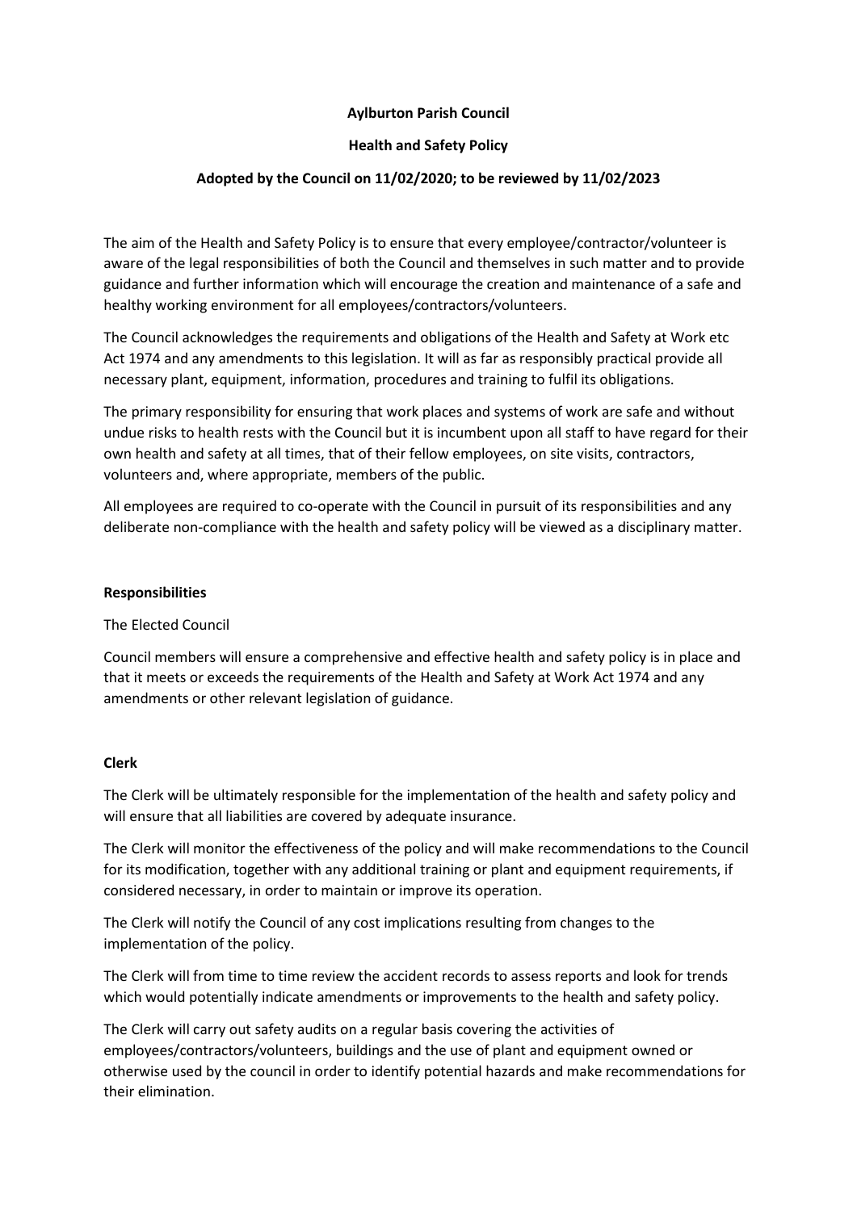**Aylburton Parish Council**

**Health and Safety Policy**

**Adopted by the Council on 11/02/2020; to be reviewed by 11/02/2023**

The aim of the Health and Safety Policy is to ensure that every employee/contractor/volunteer is aware of the legal responsibilities of both the Council and themselves in such matter and to provide guidance and further information which will encourage the creation and maintenance of a safe and healthy working environment for all employees/contractors/volunteers.

The Council acknowledges the requirements and obligations of the Health and Safety at Work etc Act 1974 and any amendments to this legislation. It will as far as responsibly practical provide all necessary plant, equipment, information, procedures and training to fulfil its obligations.

The primary responsibility for ensuring that work places and systems of work are safe and without undue risks to health rests with the Council but it is incumbent upon all staff to have regard for their own health and safety at all times, that of their fellow employees, on site visits, contractors, volunteers and, where appropriate, members of the public.

All employees are required to co-operate with the Council in pursuit of its responsibilities and any deliberate non-compliance with the health and safety policy will be viewed as a disciplinary matter.

**Responsibilities**

The Elected Council

Council members will ensure a comprehensive and effective health and safety policy is in place and that it meets or exceeds the requirements of the Health and Safety at Work Act 1974 and any amendments or other relevant legislation of guidance.

**Clerk**

The Clerk will be ultimately responsible for the implementation of the health and safety policy and will ensure that all liabilities are covered by adequate insurance.

The Clerk will monitor the effectiveness of the policy and will make recommendations to the Council for its modification, together with any additional training or plant and equipment requirements, if considered necessary, in order to maintain or improve its operation.

The Clerk will notify the Council of any cost implications resulting from changes to the implementation of the policy.

The Clerk will from time to time review the accident records to assess reports and look for trends which would potentially indicate amendments or improvements to the health and safety policy.

The Clerk will carry out safety audits on a regular basis covering the activities of employees/contractors/volunteers, buildings and the use of plant and equipment owned or otherwise used by the council in order to identify potential hazards and make recommendations for their elimination.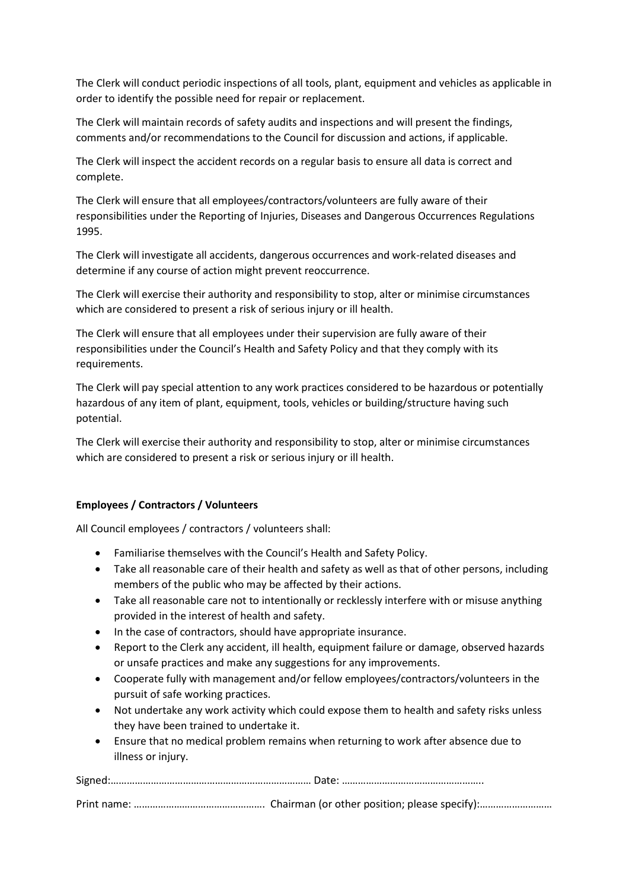The Clerk will conduct periodic inspections of all tools, plant, equipment and vehicles as applicable in order to identify the possible need for repair or replacement.

The Clerk will maintain records of safety audits and inspections and will present the findings, comments and/or recommendations to the Council for discussion and actions, if applicable.

The Clerk will inspect the accident records on a regular basis to ensure all data is correct and complete.

The Clerk will ensure that all employees/contractors/volunteers are fully aware of their responsibilities under the Reporting of Injuries, Diseases and Dangerous Occurrences Regulations 1995.

The Clerk will investigate all accidents, dangerous occurrences and work-related diseases and determine if any course of action might prevent reoccurrence.

The Clerk will exercise their authority and responsibility to stop, alter or minimise circumstances which are considered to present a risk of serious injury or ill health.

The Clerk will ensure that all employees under their supervision are fully aware of their responsibilities under the Council's Health and Safety Policy and that they comply with its requirements.

The Clerk will pay special attention to any work practices considered to be hazardous or potentially hazardous of any item of plant, equipment, tools, vehicles or building/structure having such potential.

The Clerk will exercise their authority and responsibility to stop, alter or minimise circumstances which are considered to present a risk or serious injury or ill health.

**Employees / Contractors / Volunteers**

All Council employees / contractors / volunteers shall:

- Familiarise themselves with the Council's Health and Safety Policy.
- Take all reasonable care of their health and safety as well as that of other persons, including members of the public who may be affected by their actions.
- Take all reasonable care not to intentionally or recklessly interfere with or misuse anything provided in the interest of health and safety.
- In the case of contractors, should have appropriate insurance.
- Report to the Clerk any accident, ill health, equipment failure or damage, observed hazards or unsafe practices and make any suggestions for any improvements.
- Cooperate fully with management and/or fellow employees/contractors/volunteers in the pursuit of safe working practices.
- Not undertake any work activity which could expose them to health and safety risks unless they have been trained to undertake it.
- Ensure that no medical problem remains when returning to work after absence due to illness or injury.

Signed:……………………………………………………………… Date: ……………………………………………..

Print name: …………………………………………. Chairman (or other position; please specify):………………………